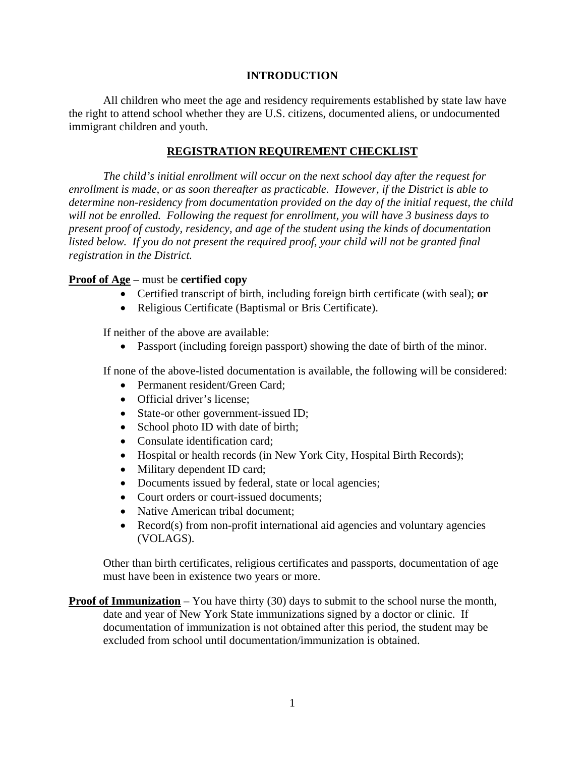## INTRODUCTION

All children who meet the age and residency requirements established by state law have the right to attend school whether they are U.S. citizens, documented aliens, or undocumented immigrant children and youth.

## REGISTRATION REQUIREMENT CHECKLIST

*The child's initial enrollment will occur on the next school day after the request for enrollment is made, or as soon thereafter as practicable. However, if the District is able to determine non-residency from documentation provided on the day of the initial request, the child will not be enrolled. Following the request for enrollment, you will have 3 business days to present proof of custody, residency, and age of the student using the kinds of documentation listed below. If you do not present the required proof, your child will not be granted final registration in the District.*

**Proof of Age** – must be **certified copy**

- Certified transcript of birth, including foreign birth certificate (with seal); **or**
- Religious Certificate (Baptismal or Bris Certificate).

If neither of the above are available:

- Passport (including foreign passport) showing the date of birth of the minor.

If none of the above-listed documentation is available, the following will be considered:

- Permanent resident/Green Card;
- Official driver's license;
- State-or other government-issued ID;
- School photo ID with date of birth;
- Consulate identification card;
- Hospital or health records (in New York City, Hospital Birth Records);
- Military dependent ID card;
- Documents issued by federal, state or local agencies;
- Court orders or court-issued documents;
- Native American tribal document;
- Record(s) from non-profit international aid agencies and voluntary agencies (VOLAGS).

Other than birth certificates, religious certificates and passports, documentation of age must have been in existence two years or more.

**Proof of Immunization** – You have thirty (30) days to submit to the school nurse the month, date and year of New York State immunizations signed by a doctor or clinic. If documentation of immunization is not obtained after this period, the student may be excluded from school until documentation/immunization is obtained.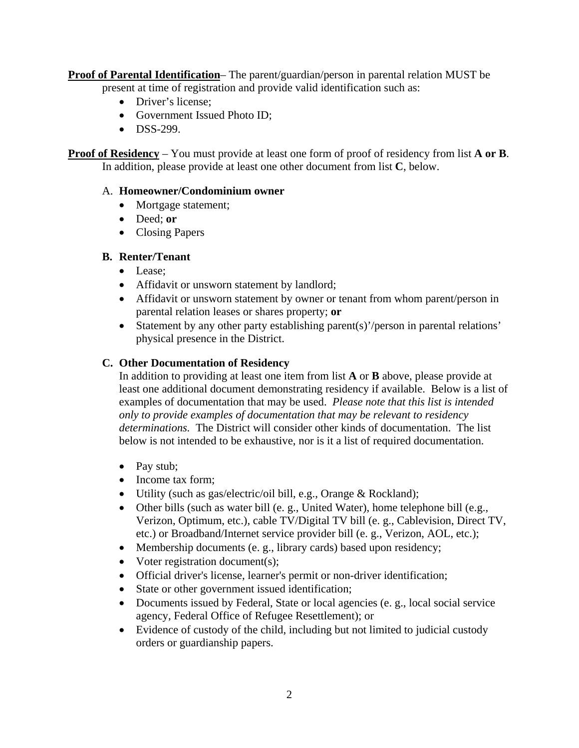**<u>Proof of Parental Identification</u>**– The parent/guardian/person in parental relation MUST be present at time of registration and provide valid identification such as:

- Driver's license;
- Government Issued Photo ID;
- DSS-299.

**<u>Proof of Residency</u>** – You must provide at least one form of proof of residency from list **A or B**. In addition, please provide at least one other document from list **C**, below.

A. **Homeowner/Condominium owner**

- Mortgage statement;
- Deed; **or**
- Closing Papers

**B. Renter/Tenant**

- Lease;
- Affidavit or unsworn statement by landlord;
- Affidavit or unsworn statement by owner or tenant from whom parent/person in parental relation leases or shares property; **or**
- Statement by any other party establishing parent(s)'/person in parental relations' physical presence in the District.

**C. Other Documentation of Residency**

In addition to providing at least one item from list **A** or **B** above, please provide at least one additional document demonstrating residency if available. Below is a list of examples of documentation that may be used. *Please note that this list is intended only to provide examples of documentation that may be relevant to residency determinations.* The District will consider other kinds of documentation. The list below is not intended to be exhaustive, nor is it a list of required documentation.

- Pay stub;
- Income tax form;
- Utility (such as gas/electric/oil bill, e.g., Orange & Rockland);
- Other bills (such as water bill (e. g., United Water), home telephone bill (e.g., Verizon, Optimum, etc.), cable TV/Digital TV bill (e. g., Cablevision, Direct TV, etc.) or Broadband/Internet service provider bill (e. g., Verizon, AOL, etc.);
- Membership documents (e. g., library cards) based upon residency;
- Voter registration document(s);
- Official driver's license, learner's permit or non-driver identification;
- State or other government issued identification;
- Documents issued by Federal, State or local agencies (e. g., local social service agency, Federal Office of Refugee Resettlement); or
- Evidence of custody of the child, including but not limited to judicial custody orders or guardianship papers.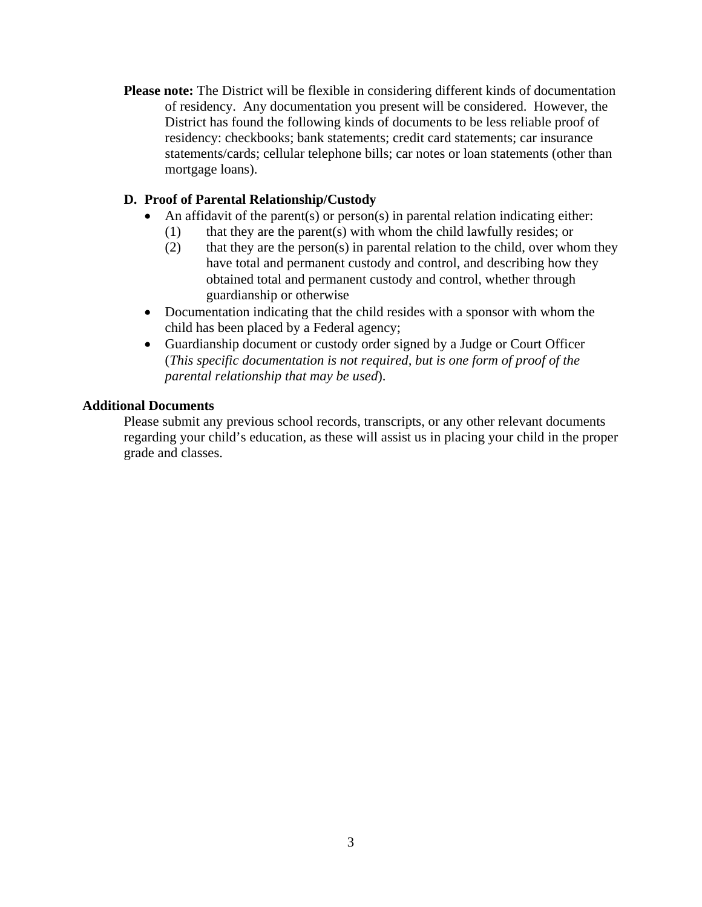**Please note:** The District will be flexible in considering different kinds of documentation of residency. Any documentation you present will be considered. However, the District has found the following kinds of documents to be less reliable proof of residency: checkbooks; bank statements; credit card statements; car insurance statements/cards; cellular telephone bills; car notes or loan statements (other than mortgage loans).

**D. Proof of Parental Relationship/Custody**

- An affidavit of the parent(s) or person(s) in parental relation indicating either:
  (1) that they are the parent(s) with whom the child lawfully resides; or
  (2) that they are the person(s) in parental relation to the child, over whom they have total and permanent custody and control, and describing how they obtained total and permanent custody and control, whether through guardianship or otherwise
- Documentation indicating that the child resides with a sponsor with whom the child has been placed by a Federal agency;
- Guardianship document or custody order signed by a Judge or Court Officer (*This specific documentation is not required, but is one form of proof of the parental relationship that may be used*).

**Additional Documents**

Please submit any previous school records, transcripts, or any other relevant documents regarding your child's education, as these will assist us in placing your child in the proper grade and classes.